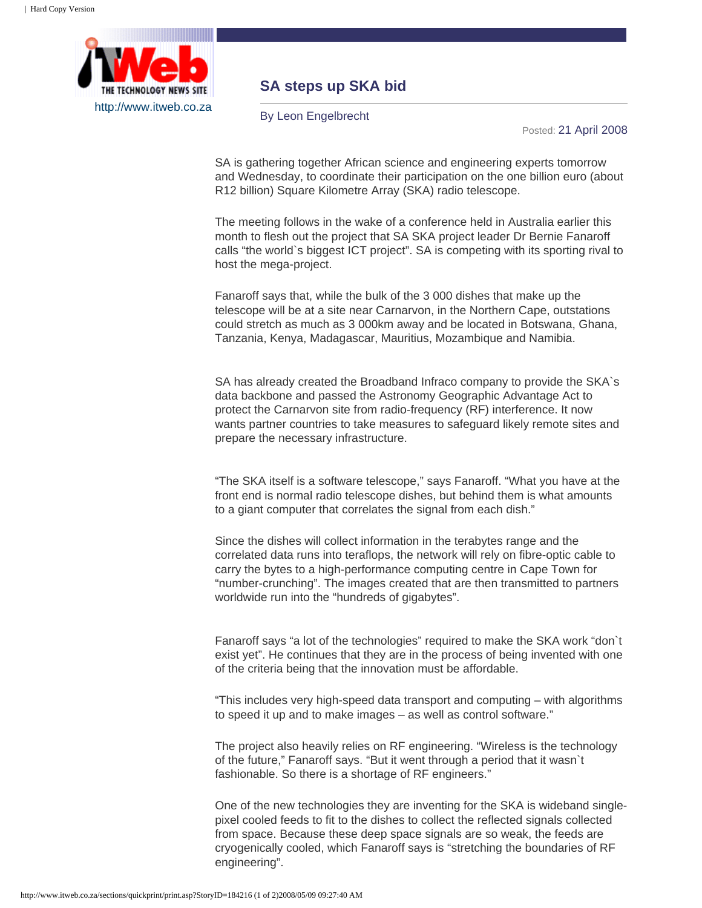http://www.itweb.co.za

# SA steps up SKA bid

By Leon Engelbrecht

Posted: 21 April 2008

SA is gathering together African science and engineering experts tomorrow and Wednesday, to coordinate their participation on the one billion euro (about R12 billion) Square Kilometre Array (SKA) radio telescope.

The meeting follows in the wake of a conference held in Australia earlier this month to flesh out the project that SA SKA project leader Dr Bernie Fanaroff calls "the world`s biggest ICT project". SA is competing with its sporting rival to host the mega-project.

Fanaroff says that, while the bulk of the 3 000 dishes that make up the telescope will be at a site near Carnarvon, in the Northern Cape, outstations could stretch as much as 3 000km away and be located in Botswana, Ghana, Tanzania, Kenya, Madagascar, Mauritius, Mozambique and Namibia.

SA has already created the Broadband Infraco company to provide the SKA`s data backbone and passed the Astronomy Geographic Advantage Act to protect the Carnarvon site from radio-frequency (RF) interference. It now wants partner countries to take measures to safeguard likely remote sites and prepare the necessary infrastructure.

"The SKA itself is a software telescope," says Fanaroff. "What you have at the front end is normal radio telescope dishes, but behind them is what amounts to a giant computer that correlates the signal from each dish."

Since the dishes will collect information in the terabytes range and the correlated data runs into teraflops, the network will rely on fibre-optic cable to carry the bytes to a high-performance computing centre in Cape Town for "number-crunching". The images created that are then transmitted to partners worldwide run into the "hundreds of gigabytes".

Fanaroff says "a lot of the technologies" required to make the SKA work "don`t exist yet". He continues that they are in the process of being invented with one of the criteria being that the innovation must be affordable.

"This includes very high-speed data transport and computing – with algorithms to speed it up and to make images – as well as control software."

The project also heavily relies on RF engineering. "Wireless is the technology of the future," Fanaroff says. "But it went through a period that it wasn`t fashionable. So there is a shortage of RF engineers."

One of the new technologies they are inventing for the SKA is wideband single-pixel cooled feeds to fit to the dishes to collect the reflected signals collected from space. Because these deep space signals are so weak, the feeds are cryogenically cooled, which Fanaroff says is "stretching the boundaries of RF engineering".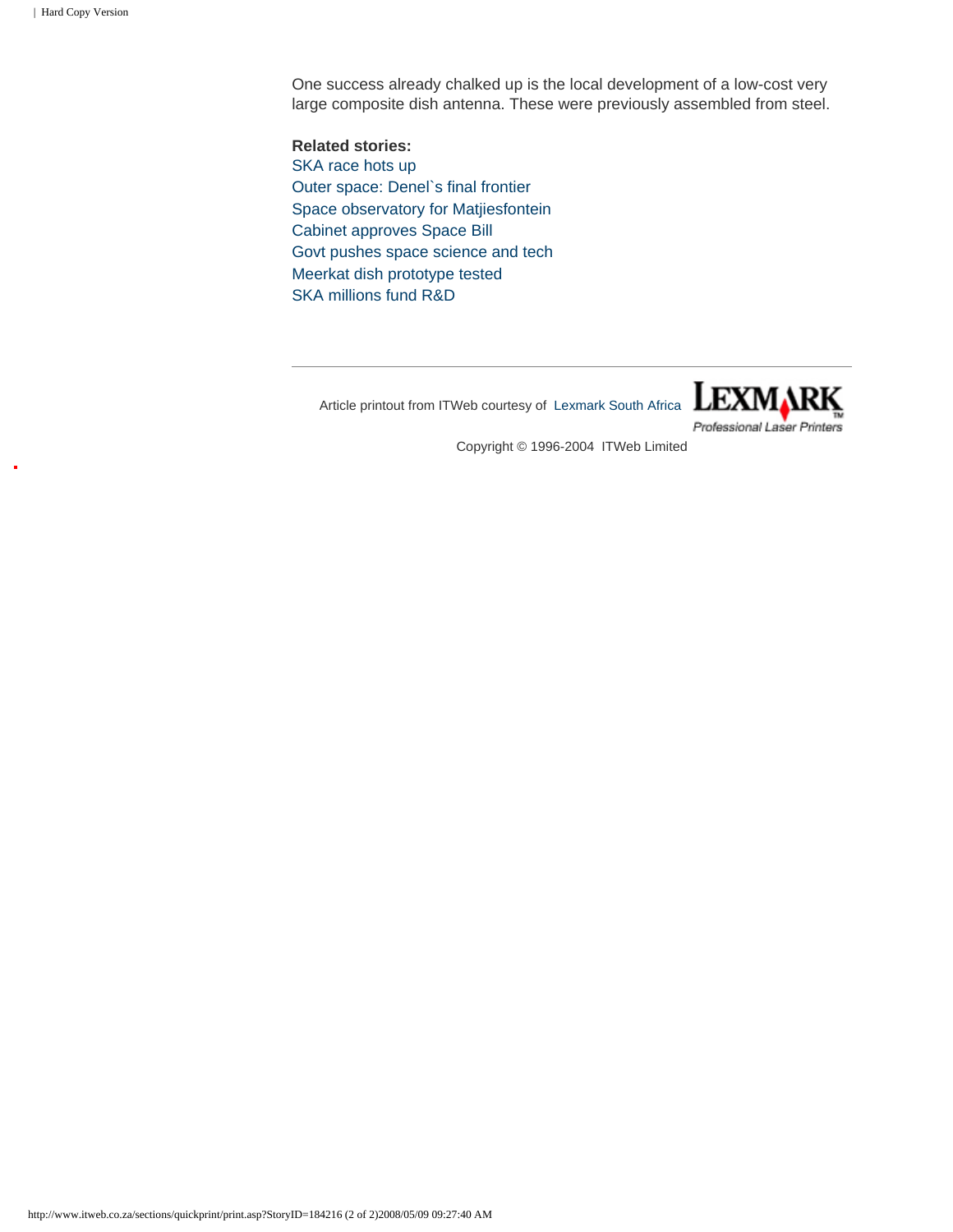One success already chalked up is the local development of a low-cost very large composite dish antenna. These were previously assembled from steel.

**Related stories:**

SKA race hots up
Outer space: Denel`s final frontier
Space observatory for Matjiesfontein
Cabinet approves Space Bill
Govt pushes space science and tech
Meerkat dish prototype tested
SKA millions fund R&D

---

Article printout from ITWeb courtesy of Lexmark South Africa

Copyright © 1996-2004 ITWeb Limited